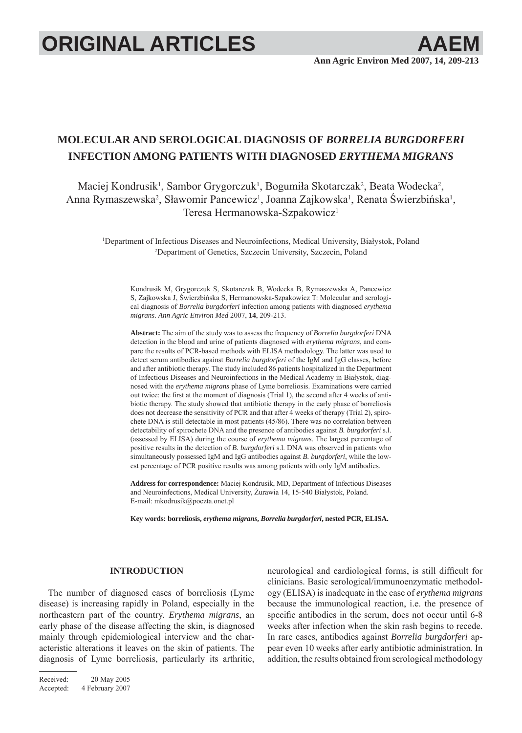# MOLECULAR AND SEROLOGICAL DIAGNOSIS OF *BORRELIA BURGDORFERI* INFECTION AMONG PATIENTS WITH DIAGNOSED *ERYTHEMA MIGRANS*

Maciej Kondrusik[1], Sambor Grygorczuk[1], Bogumiła Skotarczak[2], Beata Wodecka[2], Anna Rymaszewska[2], Sławomir Pancewicz[1], Joanna Zajkowska[1], Renata Świerzbińska[1], Teresa Hermanowska-Szpakowicz[1]

[1]Department of Infectious Diseases and Neuroinfections, Medical University, Białystok, Poland
[2]Department of Genetics, Szczecin University, Szczecin, Poland

Kondrusik M, Grygorczuk S, Skotarczak B, Wodecka B, Rymaszewska A, Pancewicz S, Zajkowska J, Świerzbińska S, Hermanowska-Szpakowicz T: Molecular and serological diagnosis of *Borrelia burgdorferi* infection among patients with diagnosed *erythema migrans*. *Ann Agric Environ Med* 2007, **14**, 209-213.

**Abstract:** The aim of the study was to assess the frequency of *Borrelia burgdorferi* DNA detection in the blood and urine of patients diagnosed with *erythema migrans*, and compare the results of PCR-based methods with ELISA methodology. The latter was used to detect serum antibodies against *Borrelia burgdorferi* of the IgM and IgG classes, before and after antibiotic therapy. The study included 86 patients hospitalized in the Department of Infectious Diseases and Neuroinfections in the Medical Academy in Białystok, diagnosed with the *erythema migrans* phase of Lyme borreliosis. Examinations were carried out twice: the first at the moment of diagnosis (Trial 1), the second after 4 weeks of antibiotic therapy. The study showed that antibiotic therapy in the early phase of borreliosis does not decrease the sensitivity of PCR and that after 4 weeks of therapy (Trial 2), spirochete DNA is still detectable in most patients (45/86). There was no correlation between detectability of spirochete DNA and the presence of antibodies against *B. burgdorferi* s.l. (assessed by ELISA) during the course of *erythema migrans*. The largest percentage of positive results in the detection of *B. burgdorferi* s.l. DNA was observed in patients who simultaneously possessed IgM and IgG antibodies against *B. burgdorferi*, while the lowest percentage of PCR positive results was among patients with only IgM antibodies.

**Address for correspondence:** Maciej Kondrusik, MD, Department of Infectious Diseases and Neuroinfections, Medical University, Żurawia 14, 15-540 Białystok, Poland. E-mail: mkodrusik@poczta.onet.pl

**Key words: borreliosis, *erythema migrans*, *Borrelia burgdorferi*, nested PCR, ELISA.**

## INTRODUCTION

The number of diagnosed cases of borreliosis (Lyme disease) is increasing rapidly in Poland, especially in the northeastern part of the country. *Erythema migrans*, an early phase of the disease affecting the skin, is diagnosed mainly through epidemiological interview and the characteristic alterations it leaves on the skin of patients. The diagnosis of Lyme borreliosis, particularly its arthritic, neurological and cardiological forms, is still difficult for clinicians. Basic serological/immunoenzymatic methodology (ELISA) is inadequate in the case of *erythema migrans* because the immunological reaction, i.e. the presence of specific antibodies in the serum, does not occur until 6-8 weeks after infection when the skin rash begins to recede. In rare cases, antibodies against *Borrelia burgdorferi* appear even 10 weeks after early antibiotic administration. In addition, the results obtained from serological methodology

Received: 20 May 2005
Accepted: 4 February 2007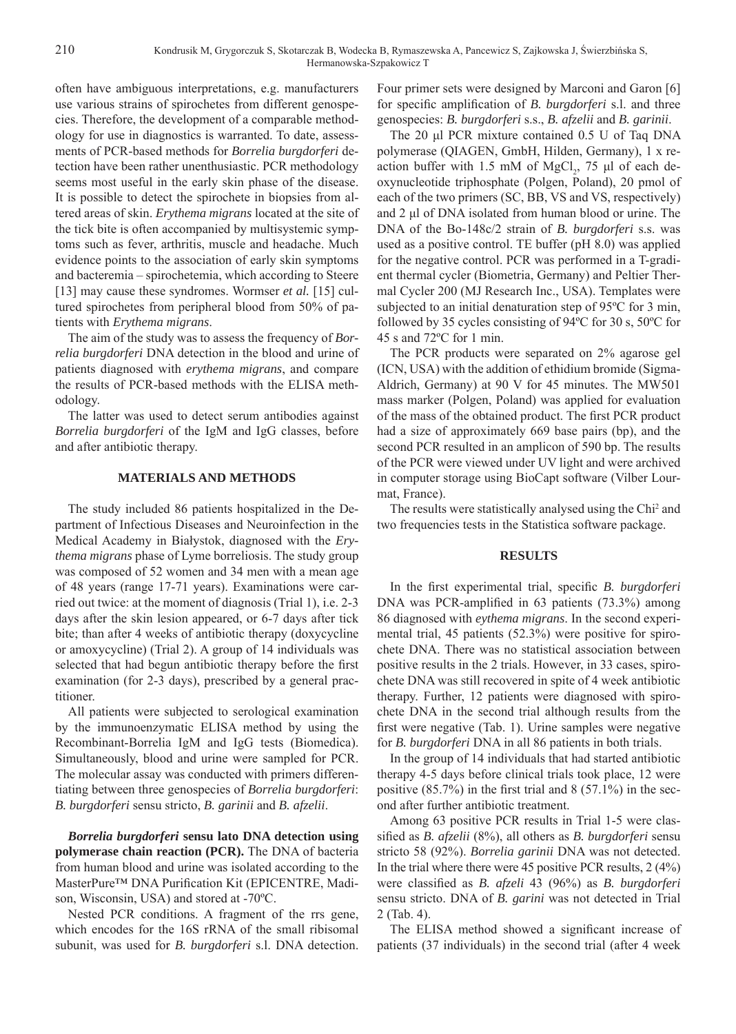often have ambiguous interpretations, e.g. manufacturers use various strains of spirochetes from different genospecies. Therefore, the development of a comparable methodology for use in diagnostics is warranted. To date, assessments of PCR-based methods for *Borrelia burgdorferi* detection have been rather unenthusiastic. PCR methodology seems most useful in the early skin phase of the disease. It is possible to detect the spirochete in biopsies from altered areas of skin. *Erythema migrans* located at the site of the tick bite is often accompanied by multisystemic symptoms such as fever, arthritis, muscle and headache. Much evidence points to the association of early skin symptoms and bacteremia – spirochetemia, which according to Steere [13] may cause these syndromes. Wormser *et al.* [15] cultured spirochetes from peripheral blood from 50% of patients with *Erythema migrans*.

The aim of the study was to assess the frequency of *Borrelia burgdorferi* DNA detection in the blood and urine of patients diagnosed with *erythema migrans*, and compare the results of PCR-based methods with the ELISA methodology.

The latter was used to detect serum antibodies against *Borrelia burgdorferi* of the IgM and IgG classes, before and after antibiotic therapy.

## MATERIALS AND METHODS

The study included 86 patients hospitalized in the Department of Infectious Diseases and Neuroinfection in the Medical Academy in Białystok, diagnosed with the *Erythema migrans* phase of Lyme borreliosis. The study group was composed of 52 women and 34 men with a mean age of 48 years (range 17-71 years). Examinations were carried out twice: at the moment of diagnosis (Trial 1), i.e. 2-3 days after the skin lesion appeared, or 6-7 days after tick bite; than after 4 weeks of antibiotic therapy (doxycycline or amoxycycline) (Trial 2). A group of 14 individuals was selected that had begun antibiotic therapy before the first examination (for 2-3 days), prescribed by a general practitioner.

All patients were subjected to serological examination by the immunoenzymatic ELISA method by using the Recombinant-Borrelia IgM and IgG tests (Biomedica). Simultaneously, blood and urine were sampled for PCR. The molecular assay was conducted with primers differentiating between three genospecies of *Borrelia burgdorferi*: *B. burgdorferi* sensu stricto, *B. garinii* and *B. afzelii*.

***Borrelia burgdorferi*** **sensu lato DNA detection using polymerase chain reaction (PCR).** The DNA of bacteria from human blood and urine was isolated according to the MasterPure™ DNA Purification Kit (EPICENTRE, Madison, Wisconsin, USA) and stored at -70ºC.

Nested PCR conditions. A fragment of the rrs gene, which encodes for the 16S rRNA of the small ribisomal subunit, was used for *B. burgdorferi* s.l. DNA detection. Four primer sets were designed by Marconi and Garon [6] for specific amplification of *B. burgdorferi* s.l. and three genospecies: *B. burgdorferi* s.s., *B. afzelii* and *B. garinii*.

The 20 µl PCR mixture contained 0.5 U of Taq DNA polymerase (QIAGEN, GmbH, Hilden, Germany), 1 x reaction buffer with 1.5 mM of $MgCl_2$, 75 µl of each deoxynucleotide triphosphate (Polgen, Poland), 20 pmol of each of the two primers (SC, BB, VS and VS, respectively) and 2 µl of DNA isolated from human blood or urine. The DNA of the Bo-148c/2 strain of *B. burgdorferi* s.s. was used as a positive control. TE buffer (pH 8.0) was applied for the negative control. PCR was performed in a T-gradient thermal cycler (Biometria, Germany) and Peltier Thermal Cycler 200 (MJ Research Inc., USA). Templates were subjected to an initial denaturation step of 95ºC for 3 min, followed by 35 cycles consisting of 94ºC for 30 s, 50ºC for 45 s and 72ºC for 1 min.

The PCR products were separated on 2% agarose gel (ICN, USA) with the addition of ethidium bromide (Sigma-Aldrich, Germany) at 90 V for 45 minutes. The MW501 mass marker (Polgen, Poland) was applied for evaluation of the mass of the obtained product. The first PCR product had a size of approximately 669 base pairs (bp), and the second PCR resulted in an amplicon of 590 bp. The results of the PCR were viewed under UV light and were archived in computer storage using BioCapt software (Vilber Lourmat, France).

The results were statistically analysed using the $Chi^2$ and two frequencies tests in the Statistica software package.

## RESULTS

In the first experimental trial, specific *B. burgdorferi* DNA was PCR-amplified in 63 patients (73.3%) among 86 diagnosed with *eythema migrans*. In the second experimental trial, 45 patients (52.3%) were positive for spirochete DNA. There was no statistical association between positive results in the 2 trials. However, in 33 cases, spirochete DNA was still recovered in spite of 4 week antibiotic therapy. Further, 12 patients were diagnosed with spirochete DNA in the second trial although results from the first were negative (Tab. 1). Urine samples were negative for *B. burgdorferi* DNA in all 86 patients in both trials.

In the group of 14 individuals that had started antibiotic therapy 4-5 days before clinical trials took place, 12 were positive (85.7%) in the first trial and 8 (57.1%) in the second after further antibiotic treatment.

Among 63 positive PCR results in Trial 1-5 were classified as *B. afzelii* (8%), all others as *B. burgdorferi* sensu stricto 58 (92%). *Borrelia garinii* DNA was not detected. In the trial where there were 45 positive PCR results, 2 (4%) were classified as *B. afzeli* 43 (96%) as *B. burgdorferi* sensu stricto. DNA of *B. garini* was not detected in Trial 2 (Tab. 4).

The ELISA method showed a significant increase of patients (37 individuals) in the second trial (after 4 week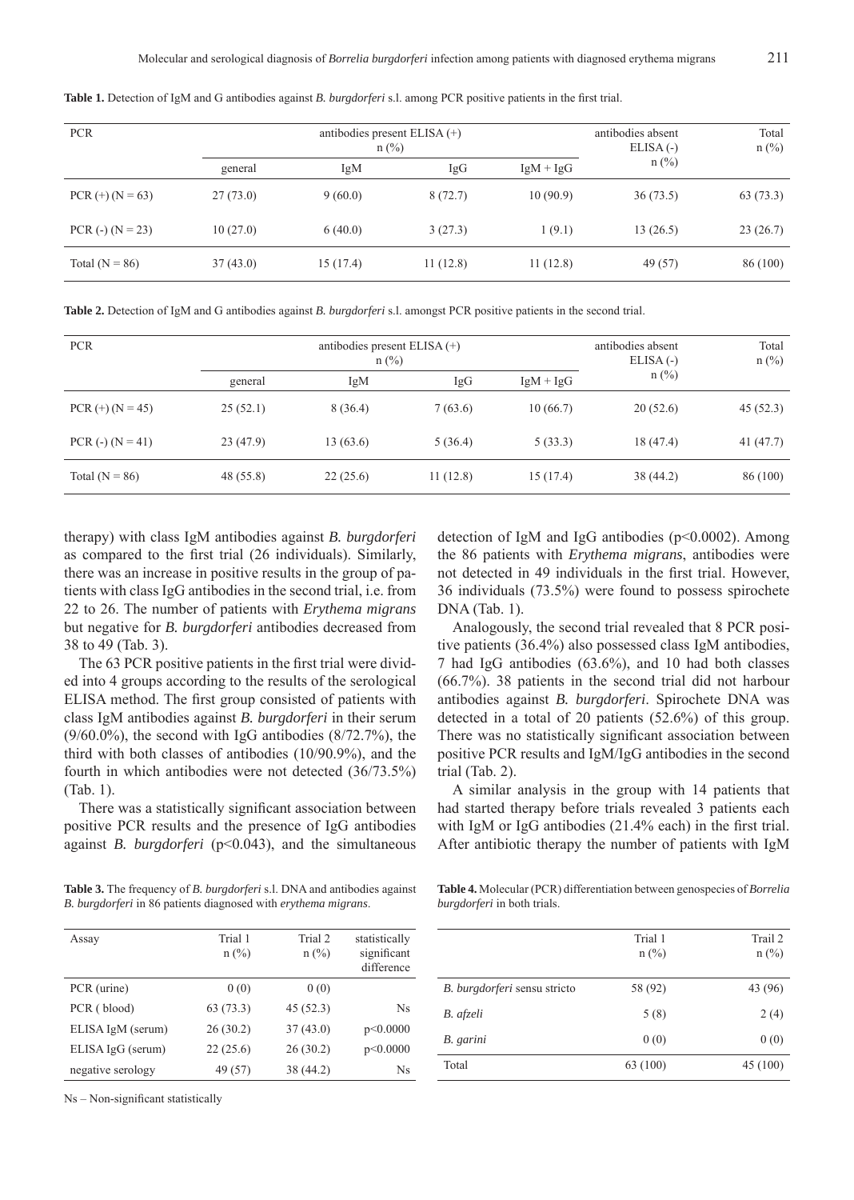**Table 1.** Detection of IgM and G antibodies against *B. burgdorferi* s.l. among PCR positive patients in the first trial.

| PCR | antibodies present ELISA (+) n (%) | | | | antibodies absent ELISA (-) n (%) | Total n (%) |
|---|---|---|---|---|---|---|
| | general | IgM | IgG | IgM + IgG | | |
| PCR (+) (N = 63) | 27 (73.0) | 9 (60.0) | 8 (72.7) | 10 (90.9) | 36 (73.5) | 63 (73.3) |
| PCR (-) (N = 23) | 10 (27.0) | 6 (40.0) | 3 (27.3) | 1 (9.1) | 13 (26.5) | 23 (26.7) |
| Total (N = 86) | 37 (43.0) | 15 (17.4) | 11 (12.8) | 11 (12.8) | 49 (57) | 86 (100) |

**Table 2.** Detection of IgM and G antibodies against *B. burgdorferi* s.l. amongst PCR positive patients in the second trial.

| PCR | antibodies present ELISA (+) n (%) | | | | antibodies absent ELISA (-) n (%) | Total n (%) |
|---|---|---|---|---|---|---|
| | general | IgM | IgG | IgM + IgG | | |
| PCR (+) (N = 45) | 25 (52.1) | 8 (36.4) | 7 (63.6) | 10 (66.7) | 20 (52.6) | 45 (52.3) |
| PCR (-) (N = 41) | 23 (47.9) | 13 (63.6) | 5 (36.4) | 5 (33.3) | 18 (47.4) | 41 (47.7) |
| Total (N = 86) | 48 (55.8) | 22 (25.6) | 11 (12.8) | 15 (17.4) | 38 (44.2) | 86 (100) |

therapy) with class IgM antibodies against *B. burgdorferi* as compared to the first trial (26 individuals). Similarly, there was an increase in positive results in the group of patients with class IgG antibodies in the second trial, i.e. from 22 to 26. The number of patients with *Erythema migrans* but negative for *B. burgdorferi* antibodies decreased from 38 to 49 (Tab. 3).

The 63 PCR positive patients in the first trial were divided into 4 groups according to the results of the serological ELISA method. The first group consisted of patients with class IgM antibodies against *B. burgdorferi* in their serum (9/60.0%), the second with IgG antibodies (8/72.7%), the third with both classes of antibodies (10/90.9%), and the fourth in which antibodies were not detected (36/73.5%) (Tab. 1).

There was a statistically significant association between positive PCR results and the presence of IgG antibodies against *B. burgdorferi* ($p<0.043$), and the simultaneous detection of IgM and IgG antibodies ($p<0.0002$). Among the 86 patients with *Erythema migrans*, antibodies were not detected in 49 individuals in the first trial. However, 36 individuals (73.5%) were found to possess spirochete DNA (Tab. 1).

Analogously, the second trial revealed that 8 PCR positive patients (36.4%) also possessed class IgM antibodies, 7 had IgG antibodies (63.6%), and 10 had both classes (66.7%). 38 patients in the second trial did not harbour antibodies against *B. burgdorferi*. Spirochete DNA was detected in a total of 20 patients (52.6%) of this group. There was no statistically significant association between positive PCR results and IgM/IgG antibodies in the second trial (Tab. 2).

A similar analysis in the group with 14 patients that had started therapy before trials revealed 3 patients each with IgM or IgG antibodies (21.4% each) in the first trial. After antibiotic therapy the number of patients with IgM

**Table 3.** The frequency of *B. burgdorferi* s.l. DNA and antibodies against *B. burgdorferi* in 86 patients diagnosed with *erythema migrans*.

| Assay | Trial 1 n (%) | Trial 2 n (%) | statistically significant difference |
|---|---|---|---|
| PCR (urine) | 0 (0) | 0 (0) | |
| PCR ( blood) | 63 (73.3) | 45 (52.3) | Ns |
| ELISA IgM (serum) | 26 (30.2) | 37 (43.0) | $p<0.0000$ |
| ELISA IgG (serum) | 22 (25.6) | 26 (30.2) | $p<0.0000$ |
| negative serology | 49 (57) | 38 (44.2) | Ns |

Ns – Non-significant statistically

**Table 4.** Molecular (PCR) differentiation between genospecies of *Borrelia burgdorferi* in both trials.

| | Trial 1 n (%) | Trail 2 n (%) |
|---|---|---|
| *B. burgdorferi* sensu stricto | 58 (92) | 43 (96) |
| *B. afzeli* | 5 (8) | 2 (4) |
| *B. garini* | 0 (0) | 0 (0) |
| Total | 63 (100) | 45 (100) |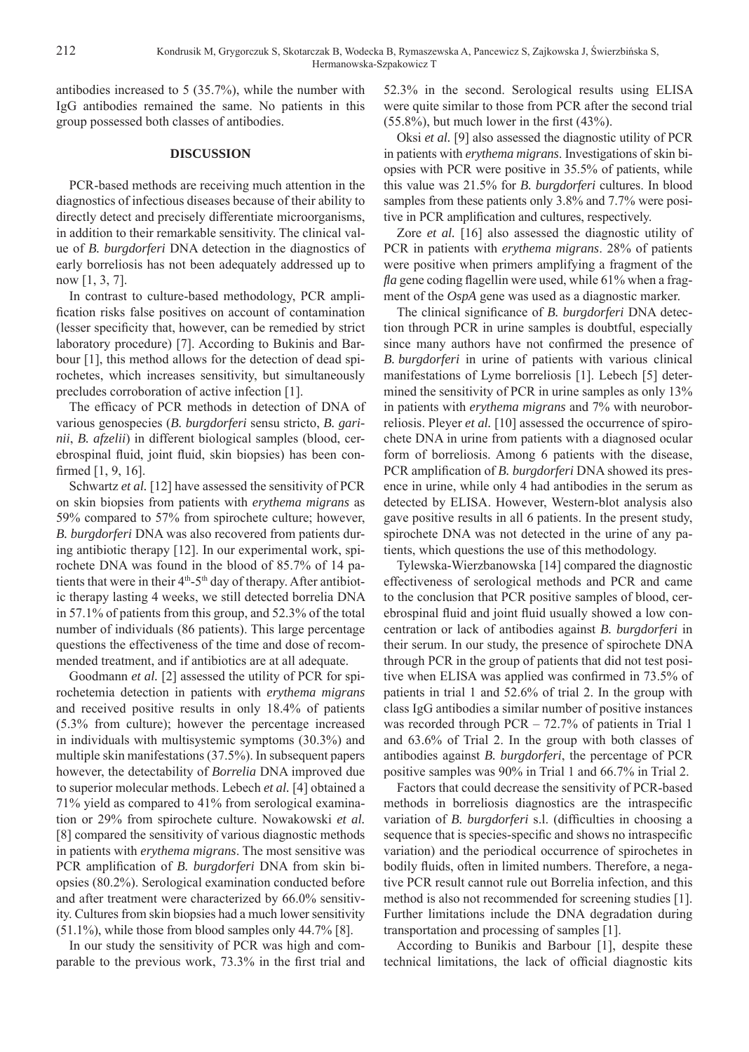antibodies increased to 5 (35.7%), while the number with IgG antibodies remained the same. No patients in this group possessed both classes of antibodies.

## DISCUSSION

PCR-based methods are receiving much attention in the diagnostics of infectious diseases because of their ability to directly detect and precisely differentiate microorganisms, in addition to their remarkable sensitivity. The clinical value of *B. burgdorferi* DNA detection in the diagnostics of early borreliosis has not been adequately addressed up to now [1, 3, 7].

In contrast to culture-based methodology, PCR amplification risks false positives on account of contamination (lesser specificity that, however, can be remedied by strict laboratory procedure) [7]. According to Bukinis and Barbour [1], this method allows for the detection of dead spirochetes, which increases sensitivity, but simultaneously precludes corroboration of active infection [1].

The efficacy of PCR methods in detection of DNA of various genospecies (*B. burgdorferi* sensu stricto, *B. garinii*, *B. afzelii*) in different biological samples (blood, cerebrospinal fluid, joint fluid, skin biopsies) has been confirmed [1, 9, 16].

Schwartz *et al.* [12] have assessed the sensitivity of PCR on skin biopsies from patients with *erythema migrans* as 59% compared to 57% from spirochete culture; however, *B. burgdorferi* DNA was also recovered from patients during antibiotic therapy [12]. In our experimental work, spirochete DNA was found in the blood of 85.7% of 14 patients that were in their 4th-5th day of therapy. After antibiotic therapy lasting 4 weeks, we still detected borrelia DNA in 57.1% of patients from this group, and 52.3% of the total number of individuals (86 patients). This large percentage questions the effectiveness of the time and dose of recommended treatment, and if antibiotics are at all adequate.

Goodmann *et al.* [2] assessed the utility of PCR for spirochetemia detection in patients with *erythema migrans* and received positive results in only 18.4% of patients (5.3% from culture); however the percentage increased in individuals with multisystemic symptoms (30.3%) and multiple skin manifestations (37.5%). In subsequent papers however, the detectability of *Borrelia* DNA improved due to superior molecular methods. Lebech *et al.* [4] obtained a 71% yield as compared to 41% from serological examination or 29% from spirochete culture. Nowakowski *et al.* [8] compared the sensitivity of various diagnostic methods in patients with *erythema migrans*. The most sensitive was PCR amplification of *B. burgdorferi* DNA from skin biopsies (80.2%). Serological examination conducted before and after treatment were characterized by 66.0% sensitivity. Cultures from skin biopsies had a much lower sensitivity (51.1%), while those from blood samples only 44.7% [8].

In our study the sensitivity of PCR was high and comparable to the previous work, 73.3% in the first trial and 52.3% in the second. Serological results using ELISA were quite similar to those from PCR after the second trial (55.8%), but much lower in the first (43%).

Oksi *et al.* [9] also assessed the diagnostic utility of PCR in patients with *erythema migrans*. Investigations of skin biopsies with PCR were positive in 35.5% of patients, while this value was 21.5% for *B. burgdorferi* cultures. In blood samples from these patients only 3.8% and 7.7% were positive in PCR amplification and cultures, respectively.

Zore *et al.* [16] also assessed the diagnostic utility of PCR in patients with *erythema migrans*. 28% of patients were positive when primers amplifying a fragment of the *fla* gene coding flagellin were used, while 61% when a fragment of the *OspA* gene was used as a diagnostic marker.

The clinical significance of *B. burgdorferi* DNA detection through PCR in urine samples is doubtful, especially since many authors have not confirmed the presence of *B. burgdorferi* in urine of patients with various clinical manifestations of Lyme borreliosis [1]. Lebech [5] determined the sensitivity of PCR in urine samples as only 13% in patients with *erythema migrans* and 7% with neuroborreliosis. Pleyer *et al.* [10] assessed the occurrence of spirochete DNA in urine from patients with a diagnosed ocular form of borreliosis. Among 6 patients with the disease, PCR amplification of *B. burgdorferi* DNA showed its presence in urine, while only 4 had antibodies in the serum as detected by ELISA. However, Western-blot analysis also gave positive results in all 6 patients. In the present study, spirochete DNA was not detected in the urine of any patients, which questions the use of this methodology.

Tylewska-Wierzbanowska [14] compared the diagnostic effectiveness of serological methods and PCR and came to the conclusion that PCR positive samples of blood, cerebrospinal fluid and joint fluid usually showed a low concentration or lack of antibodies against *B. burgdorferi* in their serum. In our study, the presence of spirochete DNA through PCR in the group of patients that did not test positive when ELISA was applied was confirmed in 73.5% of patients in trial 1 and 52.6% of trial 2. In the group with class IgG antibodies a similar number of positive instances was recorded through PCR – 72.7% of patients in Trial 1 and 63.6% of Trial 2. In the group with both classes of antibodies against *B. burgdorferi*, the percentage of PCR positive samples was 90% in Trial 1 and 66.7% in Trial 2.

Factors that could decrease the sensitivity of PCR-based methods in borreliosis diagnostics are the intraspecific variation of *B. burgdorferi* s.l. (difficulties in choosing a sequence that is species-specific and shows no intraspecific variation) and the periodical occurrence of spirochetes in bodily fluids, often in limited numbers. Therefore, a negative PCR result cannot rule out Borrelia infection, and this method is also not recommended for screening studies [1]. Further limitations include the DNA degradation during transportation and processing of samples [1].

According to Bunikis and Barbour [1], despite these technical limitations, the lack of official diagnostic kits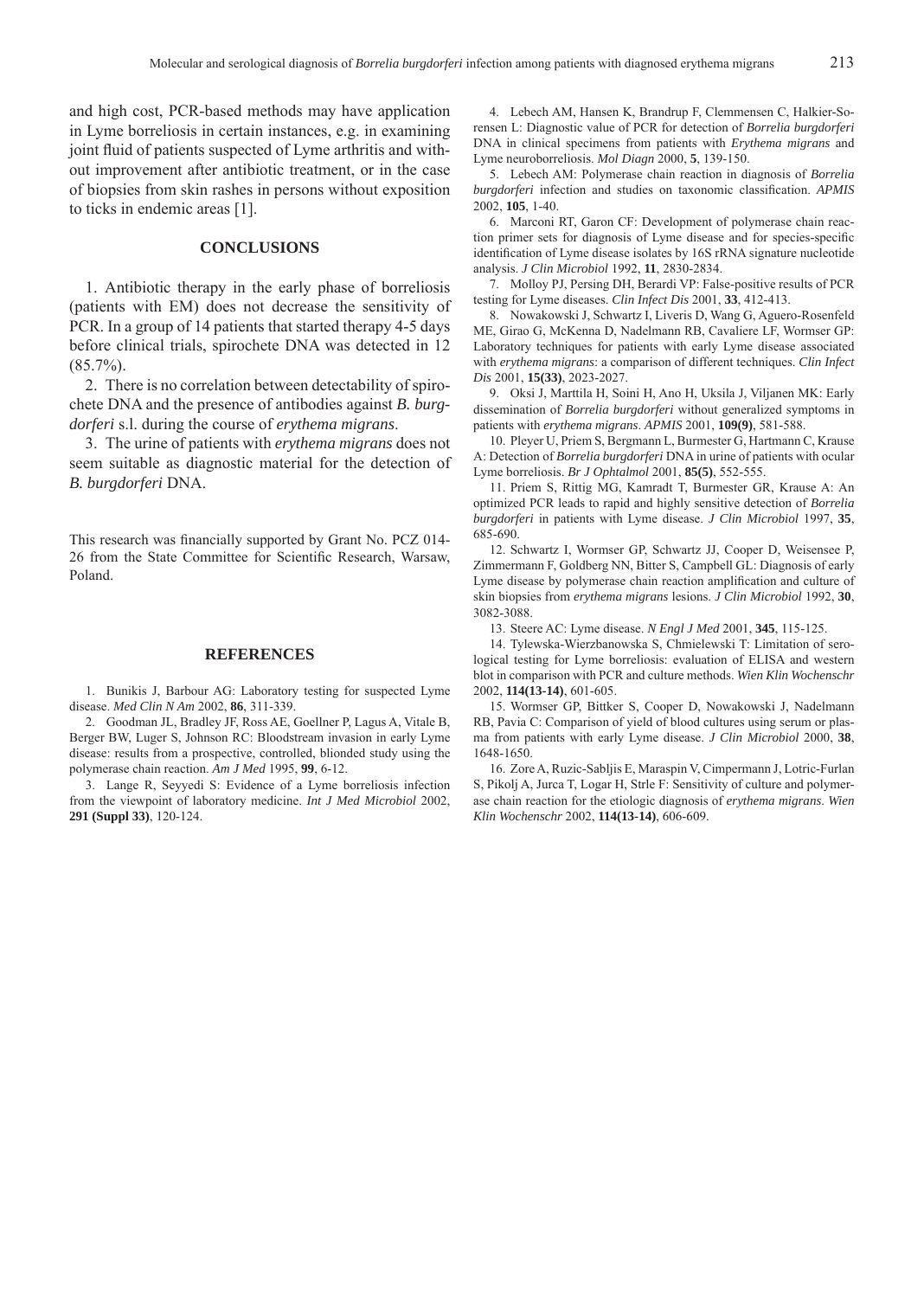and high cost, PCR-based methods may have application in Lyme borreliosis in certain instances, e.g. in examining joint fluid of patients suspected of Lyme arthritis and without improvement after antibiotic treatment, or in the case of biopsies from skin rashes in persons without exposition to ticks in endemic areas [1].

## CONCLUSIONS

1. Antibiotic therapy in the early phase of borreliosis (patients with EM) does not decrease the sensitivity of PCR. In a group of 14 patients that started therapy 4-5 days before clinical trials, spirochete DNA was detected in 12 (85.7%).

2. There is no correlation between detectability of spirochete DNA and the presence of antibodies against *B. burgdorferi* s.l. during the course of *erythema migrans*.

3. The urine of patients with *erythema migrans* does not seem suitable as diagnostic material for the detection of *B. burgdorferi* DNA.

This research was financially supported by Grant No. PCZ 014-26 from the State Committee for Scientific Research, Warsaw, Poland.

## REFERENCES

1. Bunikis J, Barbour AG: Laboratory testing for suspected Lyme disease. *Med Clin N Am* 2002, **86**, 311-339.
2. Goodman JL, Bradley JF, Ross AE, Goellner P, Lagus A, Vitale B, Berger BW, Luger S, Johnson RC: Bloodstream invasion in early Lyme disease: results from a prospective, controlled, blionded study using the polymerase chain reaction. *Am J Med* 1995, **99**, 6-12.
3. Lange R, Seyyedi S: Evidence of a Lyme borreliosis infection from the viewpoint of laboratory medicine. *Int J Med Microbiol* 2002, **291 (Suppl 33)**, 120-124.
4. Lebech AM, Hansen K, Brandrup F, Clemmensen C, Halkier-Sorensen L: Diagnostic value of PCR for detection of *Borrelia burgdorferi* DNA in clinical specimens from patients with *Erythema migrans* and Lyme neuroborreliosis. *Mol Diagn* 2000, **5**, 139-150.
5. Lebech AM: Polymerase chain reaction in diagnosis of *Borrelia burgdorferi* infection and studies on taxonomic classification. *APMIS* 2002, **105**, 1-40.
6. Marconi RT, Garon CF: Development of polymerase chain reaction primer sets for diagnosis of Lyme disease and for species-specific identification of Lyme disease isolates by 16S rRNA signature nucleotide analysis. *J Clin Microbiol* 1992, **11**, 2830-2834.
7. Molloy PJ, Persing DH, Berardi VP: False-positive results of PCR testing for Lyme diseases. *Clin Infect Dis* 2001, **33**, 412-413.
8. Nowakowski J, Schwartz I, Liveris D, Wang G, Aguero-Rosenfeld ME, Girao G, McKenna D, Nadelmann RB, Cavaliere LF, Wormser GP: Laboratory techniques for patients with early Lyme disease associated with *erythema migrans*: a comparison of different techniques. *Clin Infect Dis* 2001, **15(33)**, 2023-2027.
9. Oksi J, Marttila H, Soini H, Ano H, Uksila J, Viljanen MK: Early dissemination of *Borrelia burgdorferi* without generalized symptoms in patients with *erythema migrans*. *APMIS* 2001, **109(9)**, 581-588.
10. Pleyer U, Priem S, Bergmann L, Burmester G, Hartmann C, Krause A: Detection of *Borrelia burgdorferi* DNA in urine of patients with ocular Lyme borreliosis. *Br J Ophtalmol* 2001, **85(5)**, 552-555.
11. Priem S, Rittig MG, Kamradt T, Burmester GR, Krause A: An optimized PCR leads to rapid and highly sensitive detection of *Borrelia burgdorferi* in patients with Lyme disease. *J Clin Microbiol* 1997, **35**, 685-690.
12. Schwartz I, Wormser GP, Schwartz JJ, Cooper D, Weisensee P, Zimmermann F, Goldberg NN, Bitter S, Campbell GL: Diagnosis of early Lyme disease by polymerase chain reaction amplification and culture of skin biopsies from *erythema migrans* lesions. *J Clin Microbiol* 1992, **30**, 3082-3088.
13. Steere AC: Lyme disease. *N Engl J Med* 2001, **345**, 115-125.
14. Tylewska-Wierzbanowska S, Chmielewski T: Limitation of serological testing for Lyme borreliosis: evaluation of ELISA and western blot in comparison with PCR and culture methods. *Wien Klin Wochenschr* 2002, **114(13-14)**, 601-605.
15. Wormser GP, Bittker S, Cooper D, Nowakowski J, Nadelmann RB, Pavia C: Comparison of yield of blood cultures using serum or plasma from patients with early Lyme disease. *J Clin Microbiol* 2000, **38**, 1648-1650.
16. Zore A, Ruzic-Sabljis E, Maraspin V, Cimpermann J, Lotric-Furlan S, Pikolj A, Jurca T, Logar H, Strle F: Sensitivity of culture and polymerase chain reaction for the etiologic diagnosis of *erythema migrans*. *Wien Klin Wochenschr* 2002, **114(13-14)**, 606-609.